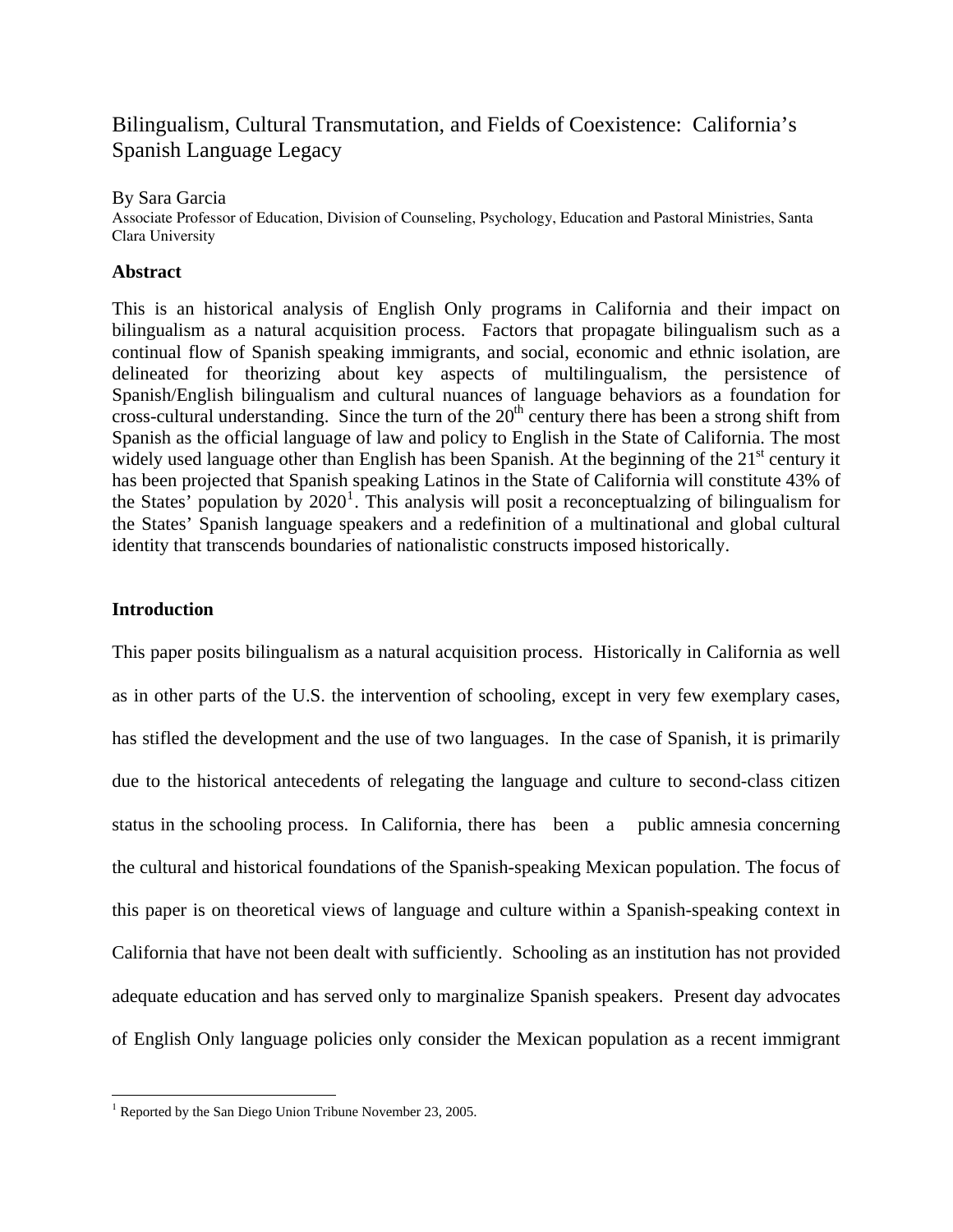# Bilingualism, Cultural Transmutation, and Fields of Coexistence: California's Spanish Language Legacy

By Sara Garcia

Associate Professor of Education, Division of Counseling, Psychology, Education and Pastoral Ministries, Santa Clara University

## Abstract

This is an historical analysis of English Only programs in California and their impact on bilingualism as a natural acquisition process. Factors that propagate bilingualism such as a continual flow of Spanish speaking immigrants, and social, economic and ethnic isolation, are delineated for theorizing about key aspects of multilingualism, the persistence of Spanish/English bilingualism and cultural nuances of language behaviors as a foundation for cross-cultural understanding. Since the turn of the 20th century there has been a strong shift from Spanish as the official language of law and policy to English in the State of California. The most widely used language other than English has been Spanish. At the beginning of the 21st century it has been projected that Spanish speaking Latinos in the State of California will constitute 43% of the States' population by 2020[1]. This analysis will posit a reconceptualzing of bilingualism for the States' Spanish language speakers and a redefinition of a multinational and global cultural identity that transcends boundaries of nationalistic constructs imposed historically.

## Introduction

This paper posits bilingualism as a natural acquisition process. Historically in California as well as in other parts of the U.S. the intervention of schooling, except in very few exemplary cases, has stifled the development and the use of two languages. In the case of Spanish, it is primarily due to the historical antecedents of relegating the language and culture to second-class citizen status in the schooling process. In California, there has been a public amnesia concerning the cultural and historical foundations of the Spanish-speaking Mexican population. The focus of this paper is on theoretical views of language and culture within a Spanish-speaking context in California that have not been dealt with sufficiently. Schooling as an institution has not provided adequate education and has served only to marginalize Spanish speakers. Present day advocates of English Only language policies only consider the Mexican population as a recent immigrant

[1] Reported by the San Diego Union Tribune November 23, 2005.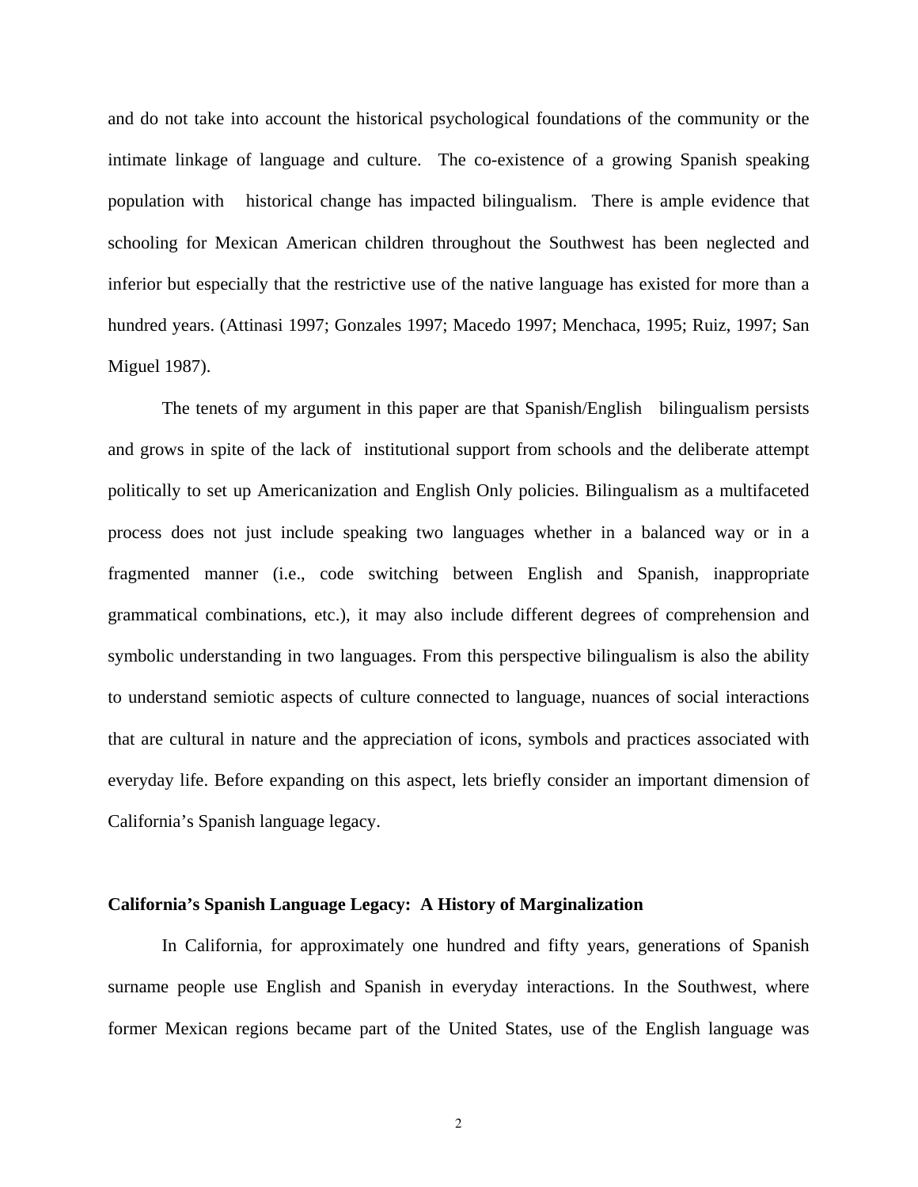and do not take into account the historical psychological foundations of the community or the intimate linkage of language and culture. The co-existence of a growing Spanish speaking population with historical change has impacted bilingualism. There is ample evidence that schooling for Mexican American children throughout the Southwest has been neglected and inferior but especially that the restrictive use of the native language has existed for more than a hundred years. (Attinasi 1997; Gonzales 1997; Macedo 1997; Menchaca, 1995; Ruiz, 1997; San Miguel 1987).

The tenets of my argument in this paper are that Spanish/English bilingualism persists and grows in spite of the lack of institutional support from schools and the deliberate attempt politically to set up Americanization and English Only policies. Bilingualism as a multifaceted process does not just include speaking two languages whether in a balanced way or in a fragmented manner (i.e., code switching between English and Spanish, inappropriate grammatical combinations, etc.), it may also include different degrees of comprehension and symbolic understanding in two languages. From this perspective bilingualism is also the ability to understand semiotic aspects of culture connected to language, nuances of social interactions that are cultural in nature and the appreciation of icons, symbols and practices associated with everyday life. Before expanding on this aspect, lets briefly consider an important dimension of California's Spanish language legacy.

**California's Spanish Language Legacy: A History of Marginalization**

In California, for approximately one hundred and fifty years, generations of Spanish surname people use English and Spanish in everyday interactions. In the Southwest, where former Mexican regions became part of the United States, use of the English language was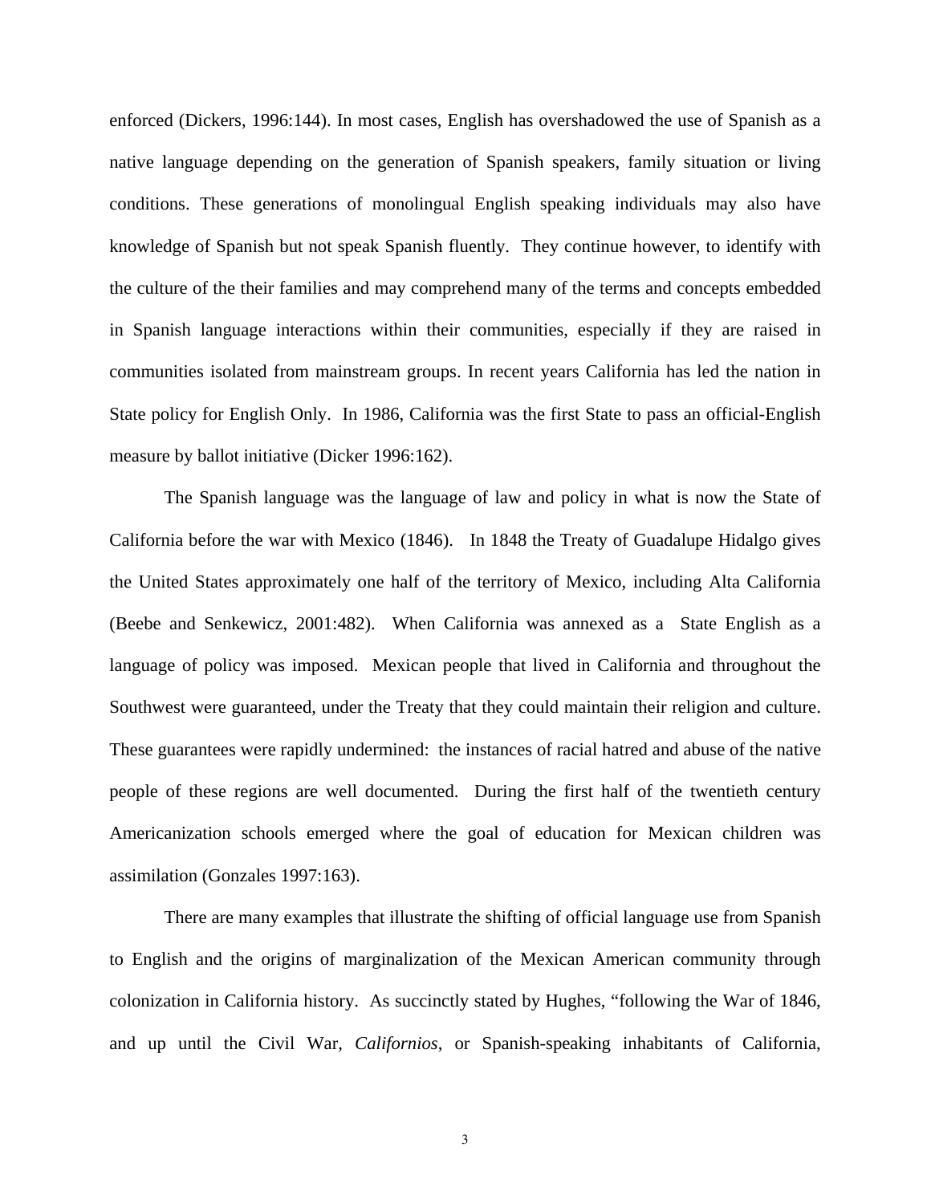enforced (Dickers, 1996:144). In most cases, English has overshadowed the use of Spanish as a native language depending on the generation of Spanish speakers, family situation or living conditions. These generations of monolingual English speaking individuals may also have knowledge of Spanish but not speak Spanish fluently. They continue however, to identify with the culture of the their families and may comprehend many of the terms and concepts embedded in Spanish language interactions within their communities, especially if they are raised in communities isolated from mainstream groups. In recent years California has led the nation in State policy for English Only. In 1986, California was the first State to pass an official-English measure by ballot initiative (Dicker 1996:162).

The Spanish language was the language of law and policy in what is now the State of California before the war with Mexico (1846). In 1848 the Treaty of Guadalupe Hidalgo gives the United States approximately one half of the territory of Mexico, including Alta California (Beebe and Senkewicz, 2001:482). When California was annexed as a State English as a language of policy was imposed. Mexican people that lived in California and throughout the Southwest were guaranteed, under the Treaty that they could maintain their religion and culture. These guarantees were rapidly undermined: the instances of racial hatred and abuse of the native people of these regions are well documented. During the first half of the twentieth century Americanization schools emerged where the goal of education for Mexican children was assimilation (Gonzales 1997:163).

There are many examples that illustrate the shifting of official language use from Spanish to English and the origins of marginalization of the Mexican American community through colonization in California history. As succinctly stated by Hughes, "following the War of 1846, and up until the Civil War, *Californios*, or Spanish-speaking inhabitants of California,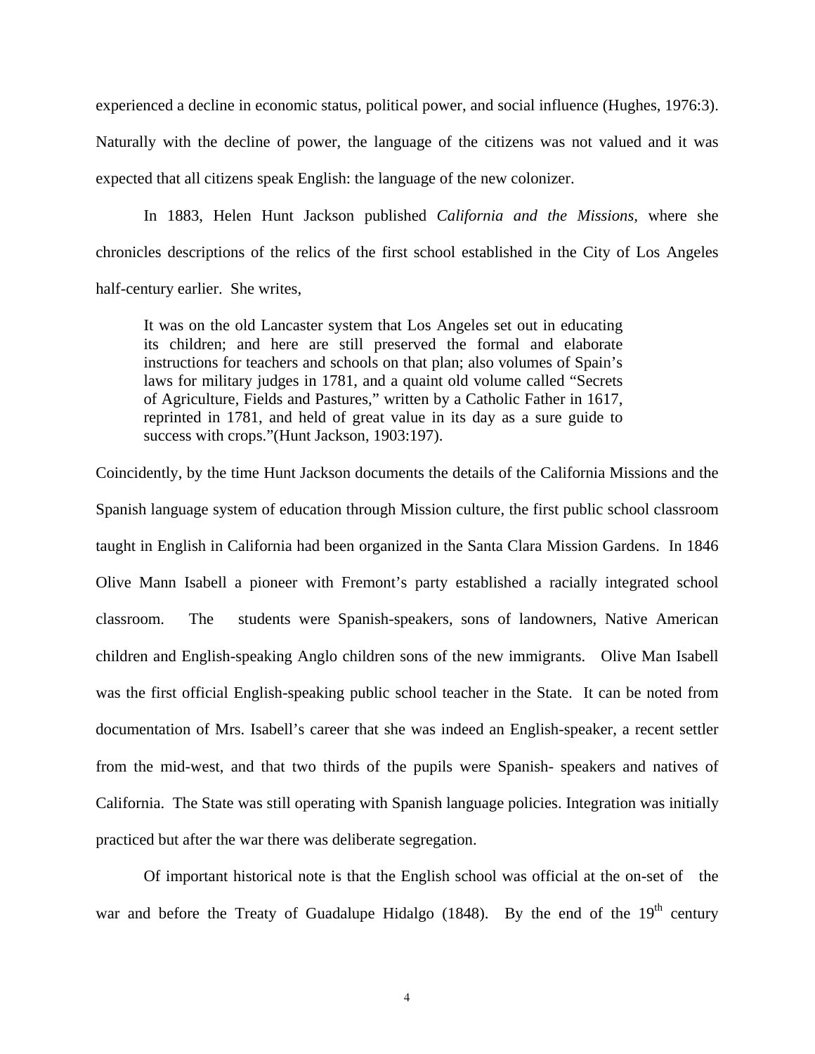experienced a decline in economic status, political power, and social influence (Hughes, 1976:3). Naturally with the decline of power, the language of the citizens was not valued and it was expected that all citizens speak English: the language of the new colonizer.

In 1883, Helen Hunt Jackson published *California and the Missions,* where she chronicles descriptions of the relics of the first school established in the City of Los Angeles half-century earlier. She writes,

> It was on the old Lancaster system that Los Angeles set out in educating its children; and here are still preserved the formal and elaborate instructions for teachers and schools on that plan; also volumes of Spain's laws for military judges in 1781, and a quaint old volume called "Secrets of Agriculture, Fields and Pastures," written by a Catholic Father in 1617, reprinted in 1781, and held of great value in its day as a sure guide to success with crops."(Hunt Jackson, 1903:197).

Coincidently, by the time Hunt Jackson documents the details of the California Missions and the Spanish language system of education through Mission culture, the first public school classroom taught in English in California had been organized in the Santa Clara Mission Gardens. In 1846 Olive Mann Isabell a pioneer with Fremont's party established a racially integrated school classroom. The students were Spanish-speakers, sons of landowners, Native American children and English-speaking Anglo children sons of the new immigrants. Olive Man Isabell was the first official English-speaking public school teacher in the State. It can be noted from documentation of Mrs. Isabell's career that she was indeed an English-speaker, a recent settler from the mid-west, and that two thirds of the pupils were Spanish- speakers and natives of California. The State was still operating with Spanish language policies. Integration was initially practiced but after the war there was deliberate segregation.

Of important historical note is that the English school was official at the on-set of the war and before the Treaty of Guadalupe Hidalgo (1848). By the end of the 19th century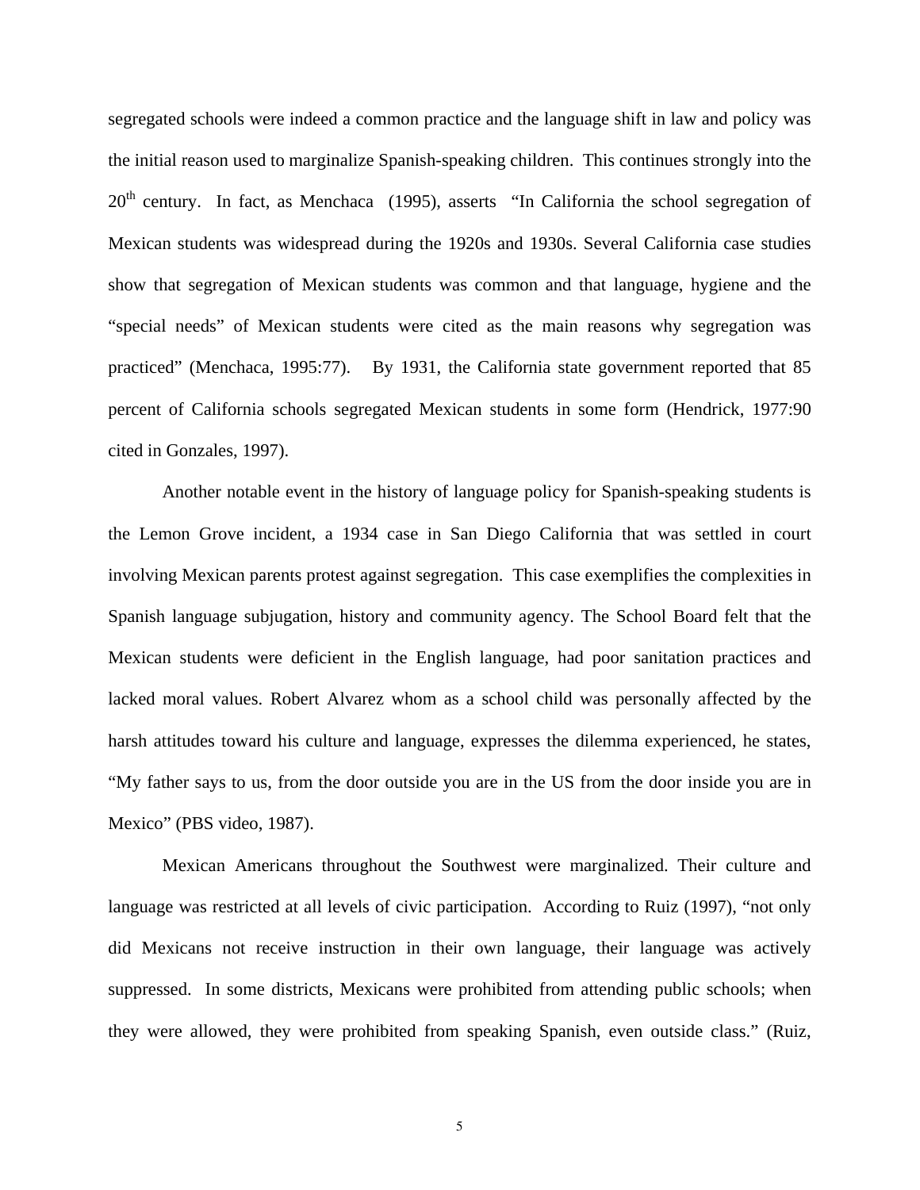segregated schools were indeed a common practice and the language shift in law and policy was the initial reason used to marginalize Spanish-speaking children. This continues strongly into the 20th century. In fact, as Menchaca (1995), asserts "In California the school segregation of Mexican students was widespread during the 1920s and 1930s. Several California case studies show that segregation of Mexican students was common and that language, hygiene and the "special needs" of Mexican students were cited as the main reasons why segregation was practiced" (Menchaca, 1995:77). By 1931, the California state government reported that 85 percent of California schools segregated Mexican students in some form (Hendrick, 1977:90 cited in Gonzales, 1997).

Another notable event in the history of language policy for Spanish-speaking students is the Lemon Grove incident, a 1934 case in San Diego California that was settled in court involving Mexican parents protest against segregation. This case exemplifies the complexities in Spanish language subjugation, history and community agency. The School Board felt that the Mexican students were deficient in the English language, had poor sanitation practices and lacked moral values. Robert Alvarez whom as a school child was personally affected by the harsh attitudes toward his culture and language, expresses the dilemma experienced, he states, "My father says to us, from the door outside you are in the US from the door inside you are in Mexico" (PBS video, 1987).

Mexican Americans throughout the Southwest were marginalized. Their culture and language was restricted at all levels of civic participation. According to Ruiz (1997), "not only did Mexicans not receive instruction in their own language, their language was actively suppressed. In some districts, Mexicans were prohibited from attending public schools; when they were allowed, they were prohibited from speaking Spanish, even outside class." (Ruiz,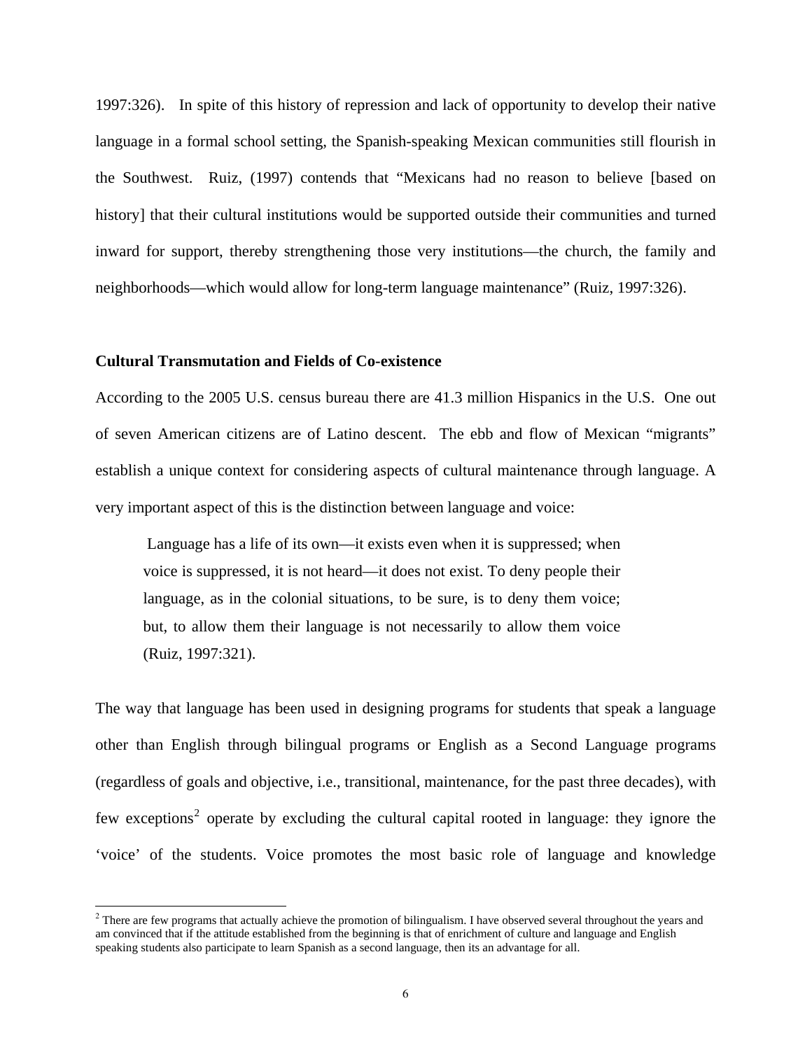1997:326). In spite of this history of repression and lack of opportunity to develop their native language in a formal school setting, the Spanish-speaking Mexican communities still flourish in the Southwest. Ruiz, (1997) contends that "Mexicans had no reason to believe [based on history] that their cultural institutions would be supported outside their communities and turned inward for support, thereby strengthening those very institutions—the church, the family and neighborhoods—which would allow for long-term language maintenance" (Ruiz, 1997:326).

**Cultural Transmutation and Fields of Co-existence**

According to the 2005 U.S. census bureau there are 41.3 million Hispanics in the U.S. One out of seven American citizens are of Latino descent. The ebb and flow of Mexican "migrants" establish a unique context for considering aspects of cultural maintenance through language. A very important aspect of this is the distinction between language and voice:

> Language has a life of its own—it exists even when it is suppressed; when voice is suppressed, it is not heard—it does not exist. To deny people their language, as in the colonial situations, to be sure, is to deny them voice; but, to allow them their language is not necessarily to allow them voice (Ruiz, 1997:321).

The way that language has been used in designing programs for students that speak a language other than English through bilingual programs or English as a Second Language programs (regardless of goals and objective, i.e., transitional, maintenance, for the past three decades), with few exceptions[2] operate by excluding the cultural capital rooted in language: they ignore the 'voice' of the students. Voice promotes the most basic role of language and knowledge

[2] There are few programs that actually achieve the promotion of bilingualism. I have observed several throughout the years and am convinced that if the attitude established from the beginning is that of enrichment of culture and language and English speaking students also participate to learn Spanish as a second language, then its an advantage for all.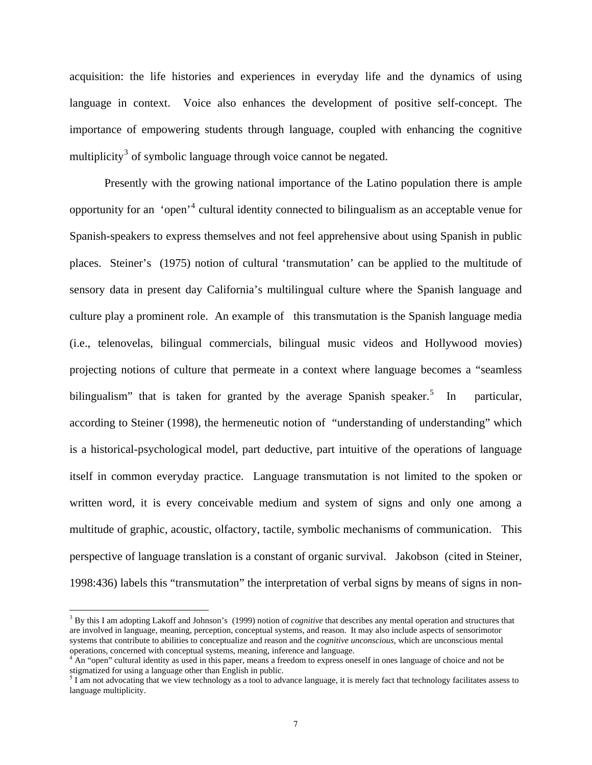acquisition: the life histories and experiences in everyday life and the dynamics of using language in context. Voice also enhances the development of positive self-concept. The importance of empowering students through language, coupled with enhancing the cognitive multiplicity[3] of symbolic language through voice cannot be negated.

Presently with the growing national importance of the Latino population there is ample opportunity for an 'open'[4] cultural identity connected to bilingualism as an acceptable venue for Spanish-speakers to express themselves and not feel apprehensive about using Spanish in public places. Steiner's (1975) notion of cultural 'transmutation' can be applied to the multitude of sensory data in present day California's multilingual culture where the Spanish language and culture play a prominent role. An example of this transmutation is the Spanish language media (i.e., telenovelas, bilingual commercials, bilingual music videos and Hollywood movies) projecting notions of culture that permeate in a context where language becomes a "seamless bilingualism" that is taken for granted by the average Spanish speaker.[5] In particular, according to Steiner (1998), the hermeneutic notion of "understanding of understanding" which is a historical-psychological model, part deductive, part intuitive of the operations of language itself in common everyday practice. Language transmutation is not limited to the spoken or written word, it is every conceivable medium and system of signs and only one among a multitude of graphic, acoustic, olfactory, tactile, symbolic mechanisms of communication. This perspective of language translation is a constant of organic survival. Jakobson (cited in Steiner, 1998:436) labels this "transmutation" the interpretation of verbal signs by means of signs in non-

---

[3] By this I am adopting Lakoff and Johnson's (1999) notion of *cognitive* that describes any mental operation and structures that are involved in language, meaning, perception, conceptual systems, and reason. It may also include aspects of sensorimotor systems that contribute to abilities to conceptualize and reason and the *cognitive unconscious*, which are unconscious mental operations, concerned with conceptual systems, meaning, inference and language.

[4] An "open" cultural identity as used in this paper, means a freedom to express oneself in ones language of choice and not be stigmatized for using a language other than English in public.

[5] I am not advocating that we view technology as a tool to advance language, it is merely fact that technology facilitates assess to language multiplicity.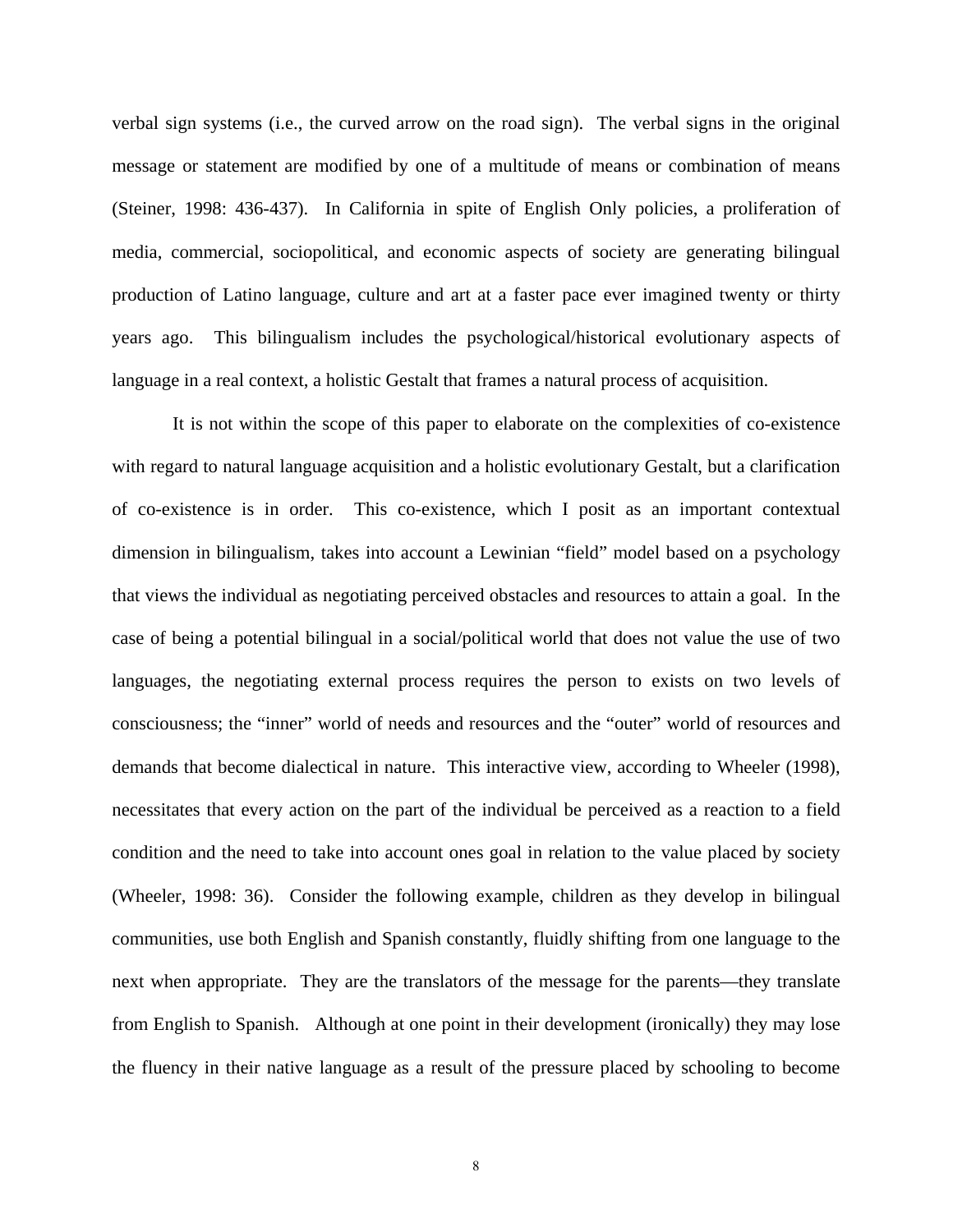verbal sign systems (i.e., the curved arrow on the road sign). The verbal signs in the original message or statement are modified by one of a multitude of means or combination of means (Steiner, 1998: 436-437). In California in spite of English Only policies, a proliferation of media, commercial, sociopolitical, and economic aspects of society are generating bilingual production of Latino language, culture and art at a faster pace ever imagined twenty or thirty years ago. This bilingualism includes the psychological/historical evolutionary aspects of language in a real context, a holistic Gestalt that frames a natural process of acquisition.

It is not within the scope of this paper to elaborate on the complexities of co-existence with regard to natural language acquisition and a holistic evolutionary Gestalt, but a clarification of co-existence is in order. This co-existence, which I posit as an important contextual dimension in bilingualism, takes into account a Lewinian "field" model based on a psychology that views the individual as negotiating perceived obstacles and resources to attain a goal. In the case of being a potential bilingual in a social/political world that does not value the use of two languages, the negotiating external process requires the person to exists on two levels of consciousness; the "inner" world of needs and resources and the "outer" world of resources and demands that become dialectical in nature. This interactive view, according to Wheeler (1998), necessitates that every action on the part of the individual be perceived as a reaction to a field condition and the need to take into account ones goal in relation to the value placed by society (Wheeler, 1998: 36). Consider the following example, children as they develop in bilingual communities, use both English and Spanish constantly, fluidly shifting from one language to the next when appropriate. They are the translators of the message for the parents—they translate from English to Spanish. Although at one point in their development (ironically) they may lose the fluency in their native language as a result of the pressure placed by schooling to become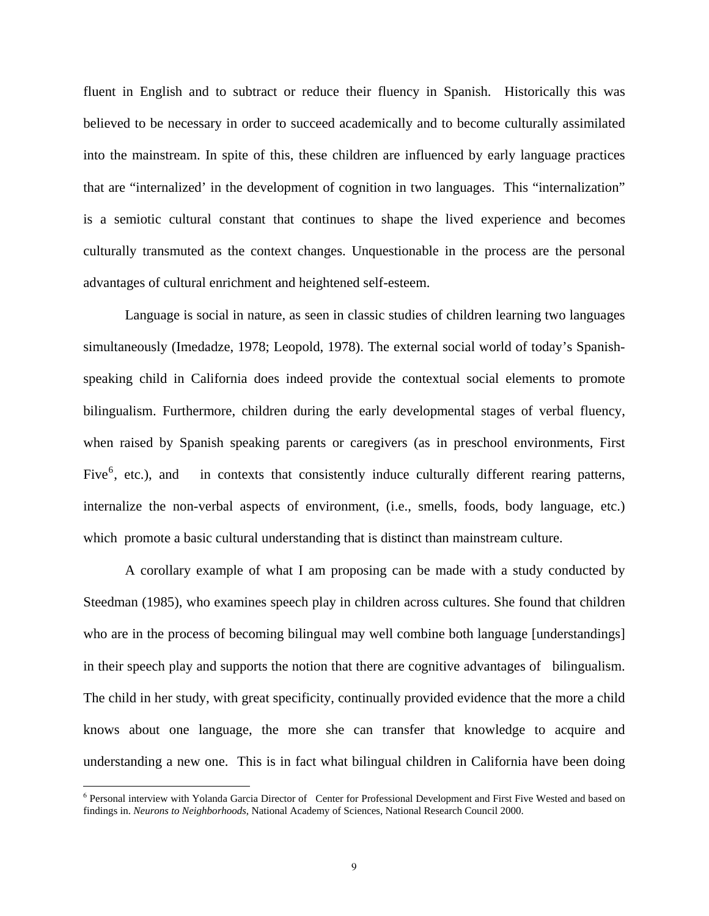fluent in English and to subtract or reduce their fluency in Spanish. Historically this was believed to be necessary in order to succeed academically and to become culturally assimilated into the mainstream. In spite of this, these children are influenced by early language practices that are "internalized' in the development of cognition in two languages. This "internalization" is a semiotic cultural constant that continues to shape the lived experience and becomes culturally transmuted as the context changes. Unquestionable in the process are the personal advantages of cultural enrichment and heightened self-esteem.

Language is social in nature, as seen in classic studies of children learning two languages simultaneously (Imedadze, 1978; Leopold, 1978). The external social world of today's Spanish-speaking child in California does indeed provide the contextual social elements to promote bilingualism. Furthermore, children during the early developmental stages of verbal fluency, when raised by Spanish speaking parents or caregivers (as in preschool environments, First Five[6], etc.), and in contexts that consistently induce culturally different rearing patterns, internalize the non-verbal aspects of environment, (i.e., smells, foods, body language, etc.) which promote a basic cultural understanding that is distinct than mainstream culture.

A corollary example of what I am proposing can be made with a study conducted by Steedman (1985), who examines speech play in children across cultures. She found that children who are in the process of becoming bilingual may well combine both language [understandings] in their speech play and supports the notion that there are cognitive advantages of bilingualism. The child in her study, with great specificity, continually provided evidence that the more a child knows about one language, the more she can transfer that knowledge to acquire and understanding a new one. This is in fact what bilingual children in California have been doing

[6] Personal interview with Yolanda Garcia Director of Center for Professional Development and First Five Wested and based on findings in. *Neurons to Neighborhoods,* National Academy of Sciences, National Research Council 2000.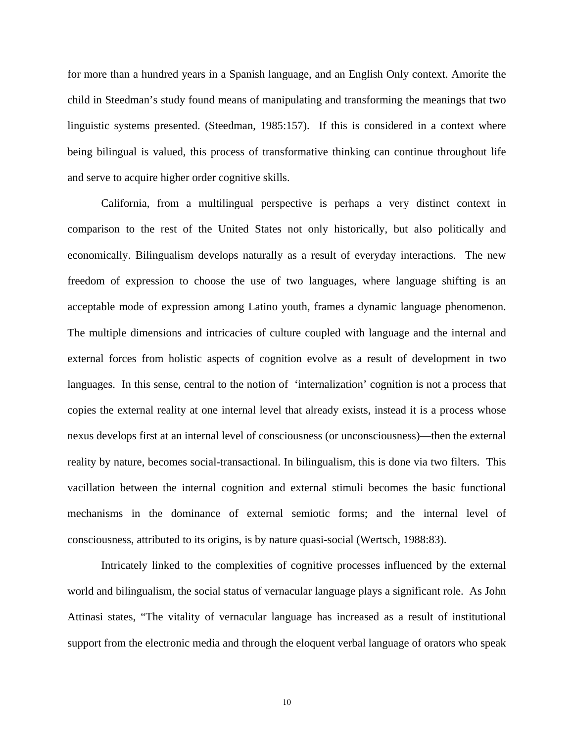for more than a hundred years in a Spanish language, and an English Only context. Amorite the child in Steedman's study found means of manipulating and transforming the meanings that two linguistic systems presented. (Steedman, 1985:157). If this is considered in a context where being bilingual is valued, this process of transformative thinking can continue throughout life and serve to acquire higher order cognitive skills.

California, from a multilingual perspective is perhaps a very distinct context in comparison to the rest of the United States not only historically, but also politically and economically. Bilingualism develops naturally as a result of everyday interactions. The new freedom of expression to choose the use of two languages, where language shifting is an acceptable mode of expression among Latino youth, frames a dynamic language phenomenon. The multiple dimensions and intricacies of culture coupled with language and the internal and external forces from holistic aspects of cognition evolve as a result of development in two languages. In this sense, central to the notion of 'internalization' cognition is not a process that copies the external reality at one internal level that already exists, instead it is a process whose nexus develops first at an internal level of consciousness (or unconsciousness)—then the external reality by nature, becomes social-transactional. In bilingualism, this is done via two filters. This vacillation between the internal cognition and external stimuli becomes the basic functional mechanisms in the dominance of external semiotic forms; and the internal level of consciousness, attributed to its origins, is by nature quasi-social (Wertsch, 1988:83).

Intricately linked to the complexities of cognitive processes influenced by the external world and bilingualism, the social status of vernacular language plays a significant role. As John Attinasi states, "The vitality of vernacular language has increased as a result of institutional support from the electronic media and through the eloquent verbal language of orators who speak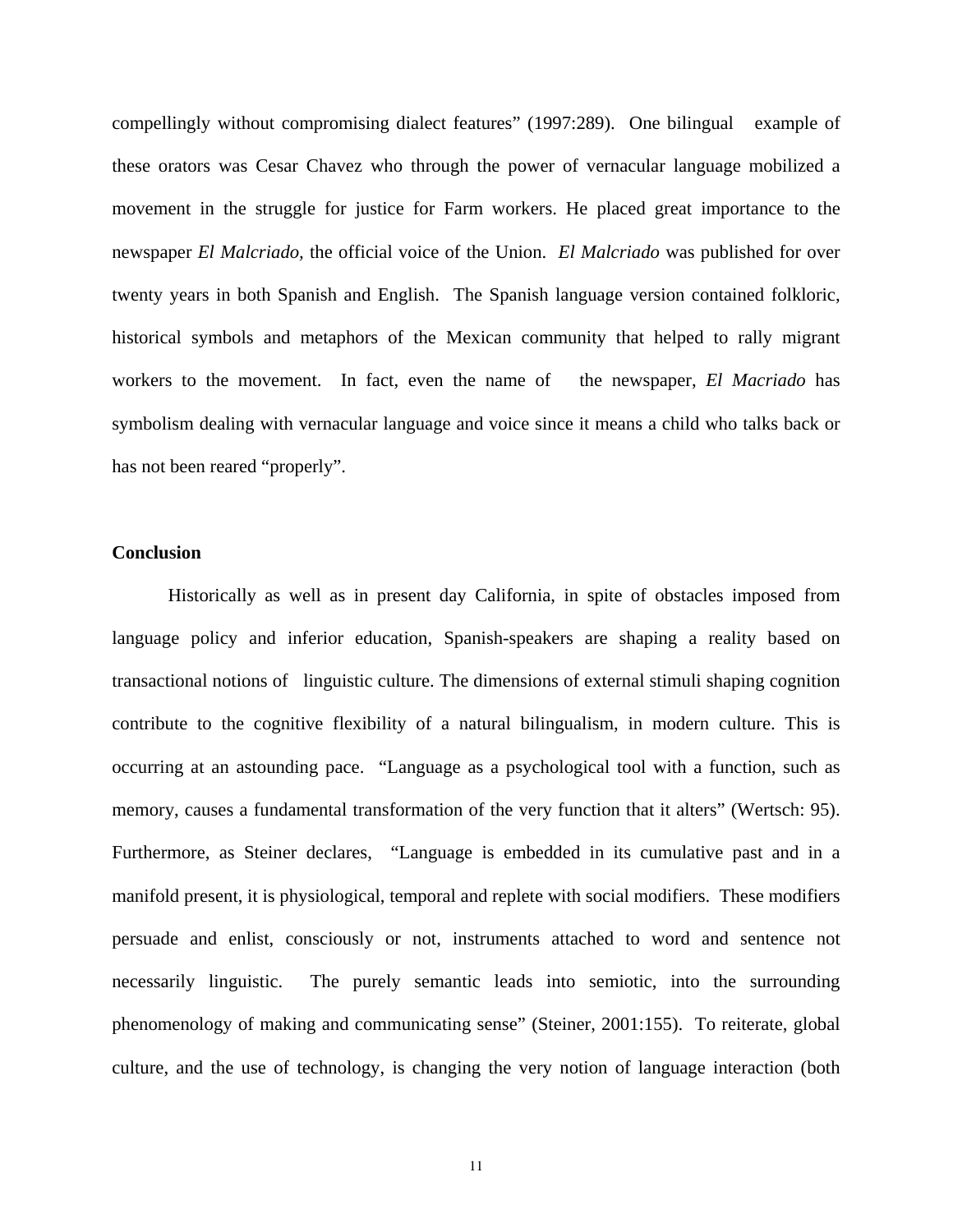compellingly without compromising dialect features" (1997:289). One bilingual example of these orators was Cesar Chavez who through the power of vernacular language mobilized a movement in the struggle for justice for Farm workers. He placed great importance to the newspaper *El Malcriado,* the official voice of the Union. *El Malcriado* was published for over twenty years in both Spanish and English. The Spanish language version contained folkloric, historical symbols and metaphors of the Mexican community that helped to rally migrant workers to the movement. In fact, even the name of the newspaper, *El Macriado* has symbolism dealing with vernacular language and voice since it means a child who talks back or has not been reared "properly".

## Conclusion

Historically as well as in present day California, in spite of obstacles imposed from language policy and inferior education, Spanish-speakers are shaping a reality based on transactional notions of linguistic culture. The dimensions of external stimuli shaping cognition contribute to the cognitive flexibility of a natural bilingualism, in modern culture. This is occurring at an astounding pace. "Language as a psychological tool with a function, such as memory, causes a fundamental transformation of the very function that it alters" (Wertsch: 95). Furthermore, as Steiner declares, "Language is embedded in its cumulative past and in a manifold present, it is physiological, temporal and replete with social modifiers. These modifiers persuade and enlist, consciously or not, instruments attached to word and sentence not necessarily linguistic. The purely semantic leads into semiotic, into the surrounding phenomenology of making and communicating sense" (Steiner, 2001:155). To reiterate, global culture, and the use of technology, is changing the very notion of language interaction (both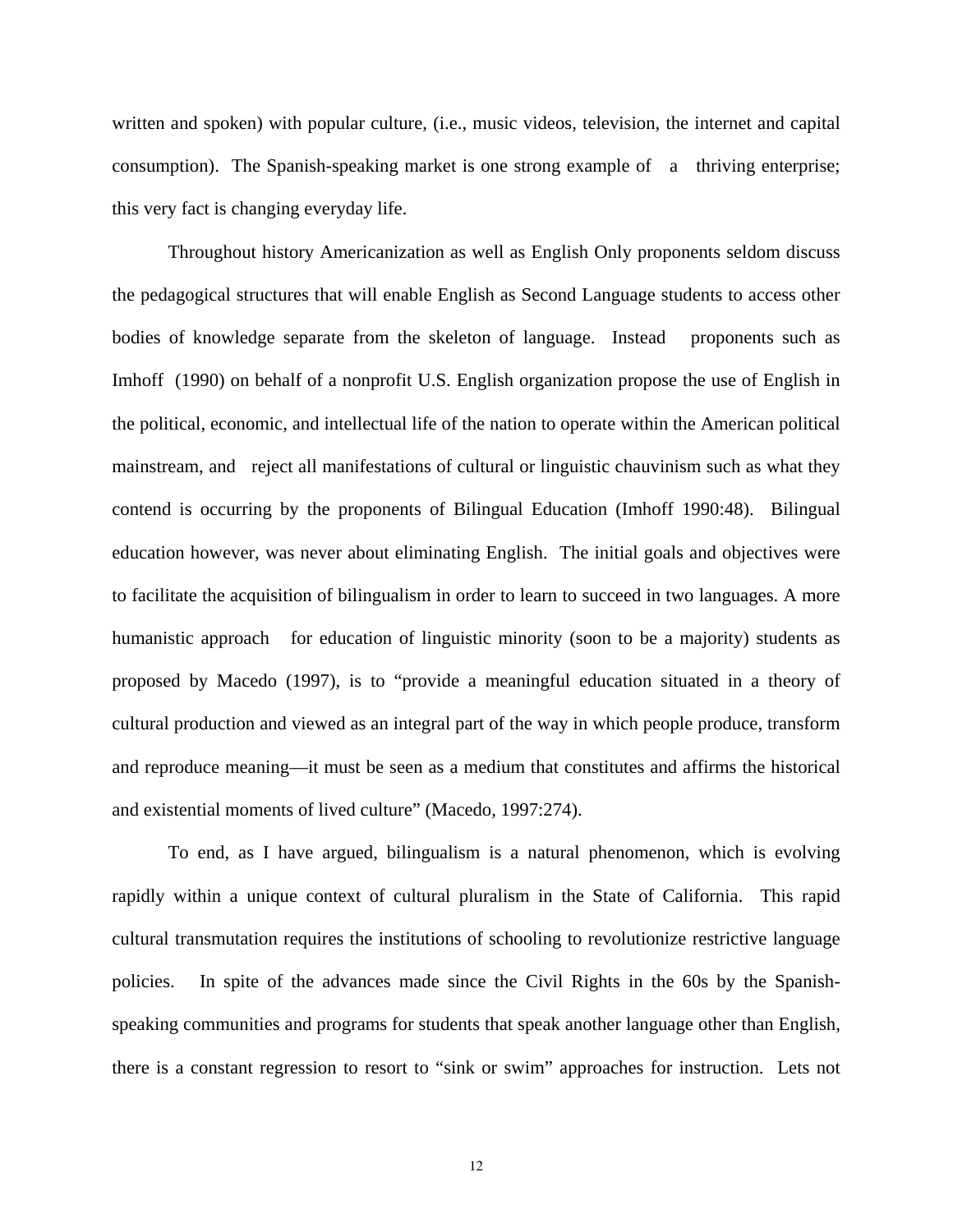written and spoken) with popular culture, (i.e., music videos, television, the internet and capital consumption). The Spanish-speaking market is one strong example of a thriving enterprise; this very fact is changing everyday life.

Throughout history Americanization as well as English Only proponents seldom discuss the pedagogical structures that will enable English as Second Language students to access other bodies of knowledge separate from the skeleton of language. Instead proponents such as Imhoff (1990) on behalf of a nonprofit U.S. English organization propose the use of English in the political, economic, and intellectual life of the nation to operate within the American political mainstream, and reject all manifestations of cultural or linguistic chauvinism such as what they contend is occurring by the proponents of Bilingual Education (Imhoff 1990:48). Bilingual education however, was never about eliminating English. The initial goals and objectives were to facilitate the acquisition of bilingualism in order to learn to succeed in two languages. A more humanistic approach for education of linguistic minority (soon to be a majority) students as proposed by Macedo (1997), is to "provide a meaningful education situated in a theory of cultural production and viewed as an integral part of the way in which people produce, transform and reproduce meaning—it must be seen as a medium that constitutes and affirms the historical and existential moments of lived culture" (Macedo, 1997:274).

To end, as I have argued, bilingualism is a natural phenomenon, which is evolving rapidly within a unique context of cultural pluralism in the State of California. This rapid cultural transmutation requires the institutions of schooling to revolutionize restrictive language policies. In spite of the advances made since the Civil Rights in the 60s by the Spanish-speaking communities and programs for students that speak another language other than English, there is a constant regression to resort to "sink or swim" approaches for instruction. Lets not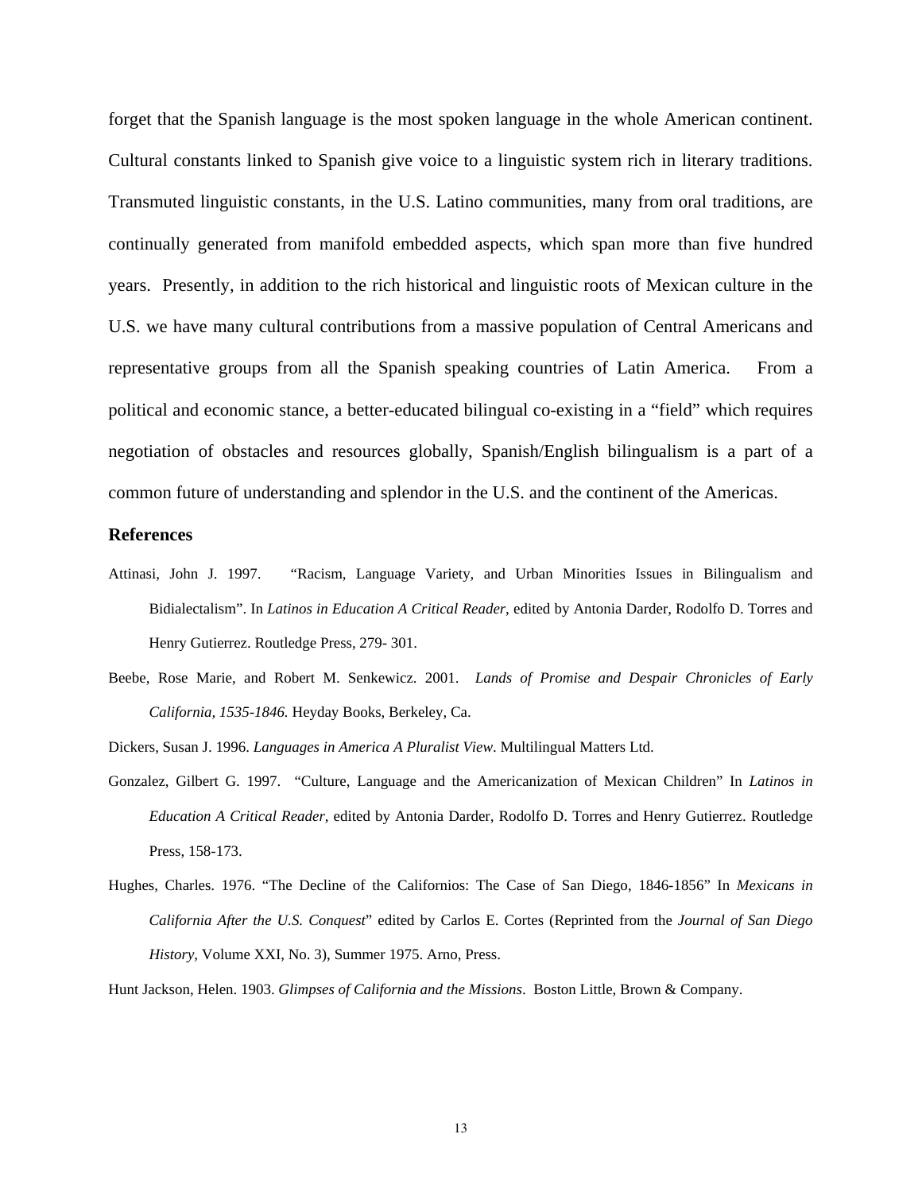forget that the Spanish language is the most spoken language in the whole American continent. Cultural constants linked to Spanish give voice to a linguistic system rich in literary traditions. Transmuted linguistic constants, in the U.S. Latino communities, many from oral traditions, are continually generated from manifold embedded aspects, which span more than five hundred years. Presently, in addition to the rich historical and linguistic roots of Mexican culture in the U.S. we have many cultural contributions from a massive population of Central Americans and representative groups from all the Spanish speaking countries of Latin America. From a political and economic stance, a better-educated bilingual co-existing in a "field" which requires negotiation of obstacles and resources globally, Spanish/English bilingualism is a part of a common future of understanding and splendor in the U.S. and the continent of the Americas.

### References

Attinasi, John J. 1997. "Racism, Language Variety, and Urban Minorities Issues in Bilingualism and Bidialectalism". In *Latinos in Education A Critical Reader*, edited by Antonia Darder, Rodolfo D. Torres and Henry Gutierrez. Routledge Press, 279- 301.

Beebe, Rose Marie, and Robert M. Senkewicz. 2001. *Lands of Promise and Despair Chronicles of Early California, 1535-1846.* Heyday Books, Berkeley, Ca.

Dickers, Susan J. 1996. *Languages in America A Pluralist View*. Multilingual Matters Ltd.

Gonzalez, Gilbert G. 1997. "Culture, Language and the Americanization of Mexican Children" In *Latinos in Education A Critical Reader*, edited by Antonia Darder, Rodolfo D. Torres and Henry Gutierrez. Routledge Press, 158-173.

Hughes, Charles. 1976. "The Decline of the Californios: The Case of San Diego, 1846-1856" In *Mexicans in California After the U.S. Conquest*" edited by Carlos E. Cortes (Reprinted from the *Journal of San Diego History*, Volume XXI, No. 3), Summer 1975. Arno, Press.

Hunt Jackson, Helen. 1903. *Glimpses of California and the Missions*. Boston Little, Brown & Company.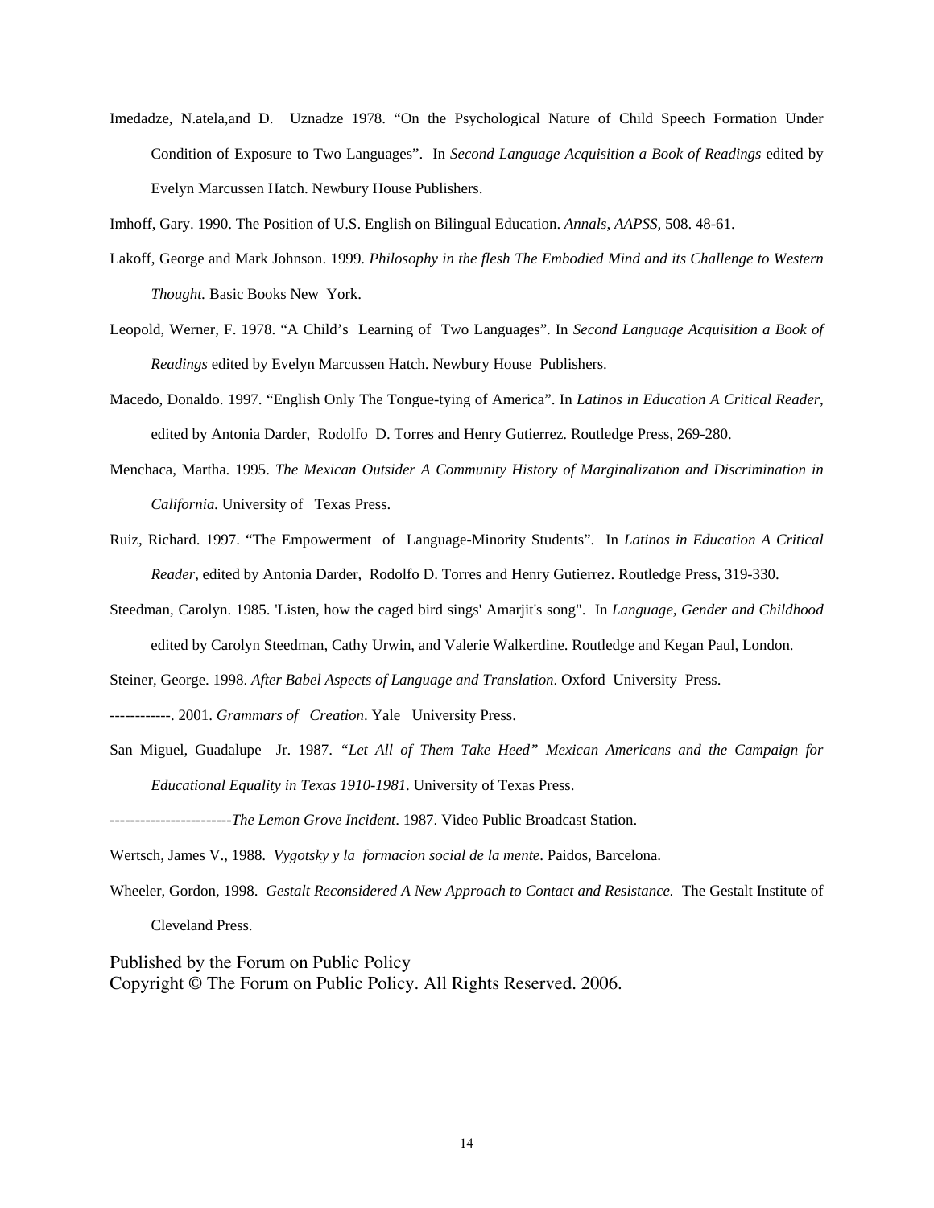Imedadze, N.atela,and D.  Uznadze 1978. "On the Psychological Nature of Child Speech Formation Under Condition of Exposure to Two Languages".  In *Second Language Acquisition a Book of Readings* edited by Evelyn Marcussen Hatch. Newbury House Publishers.

Imhoff, Gary. 1990. The Position of U.S. English on Bilingual Education. *Annals, AAPSS*, 508. 48-61.

Lakoff, George and Mark Johnson. 1999. *Philosophy in the flesh The Embodied Mind and its Challenge to Western Thought.* Basic Books New  York.

Leopold, Werner, F. 1978. "A Child's  Learning of  Two Languages". In *Second Language Acquisition a Book of Readings* edited by Evelyn Marcussen Hatch. Newbury House  Publishers.

Macedo, Donaldo. 1997. "English Only The Tongue-tying of America". In *Latinos in Education A Critical Reader*, edited by Antonia Darder,  Rodolfo  D. Torres and Henry Gutierrez. Routledge Press, 269-280.

Menchaca, Martha. 1995. *The Mexican Outsider A Community History of Marginalization and Discrimination in California.* University of   Texas Press.

Ruiz, Richard. 1997. "The Empowerment  of  Language-Minority Students".  In *Latinos in Education A Critical Reader*, edited by Antonia Darder,  Rodolfo D. Torres and Henry Gutierrez. Routledge Press, 319-330.

Steedman, Carolyn. 1985. 'Listen, how the caged bird sings' Amarjit's song".  In *Language, Gender and Childhood* edited by Carolyn Steedman, Cathy Urwin, and Valerie Walkerdine. Routledge and Kegan Paul, London.

Steiner, George. 1998. *After Babel Aspects of Language and Translation*. Oxford  University  Press.

------------. 2001. *Grammars of   Creation*. Yale   University Press.

San Miguel, Guadalupe  Jr. 1987. *"Let All of Them Take Heed" Mexican Americans and the Campaign for Educational Equality in Texas 1910-1981.* University of Texas Press.

------------------------*The Lemon Grove Incident*. 1987. Video Public Broadcast Station.

Wertsch, James V., 1988.  *Vygotsky y la  formacion social de la mente*. Paidos, Barcelona.

Wheeler, Gordon, 1998.  *Gestalt Reconsidered A New Approach to Contact and Resistance.*  The Gestalt Institute of Cleveland Press.

Published by the Forum on Public Policy
Copyright © The Forum on Public Policy. All Rights Reserved. 2006.